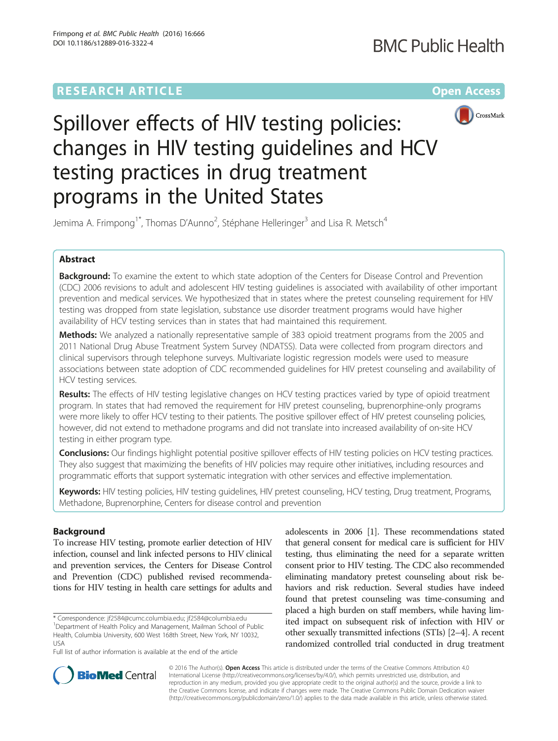RESEARCH ARTICLE

Open Access

# Spillover effects of HIV testing policies: changes in HIV testing guidelines and HCV testing practices in drug treatment programs in the United States

Jemima A. Frimpong[1*], Thomas D'Aunno[2], Stéphane Helleringer[3] and Lisa R. Metsch[4]

## Abstract

**Background:** To examine the extent to which state adoption of the Centers for Disease Control and Prevention (CDC) 2006 revisions to adult and adolescent HIV testing guidelines is associated with availability of other important prevention and medical services. We hypothesized that in states where the pretest counseling requirement for HIV testing was dropped from state legislation, substance use disorder treatment programs would have higher availability of HCV testing services than in states that had maintained this requirement.

**Methods:** We analyzed a nationally representative sample of 383 opioid treatment programs from the 2005 and 2011 National Drug Abuse Treatment System Survey (NDATSS). Data were collected from program directors and clinical supervisors through telephone surveys. Multivariate logistic regression models were used to measure associations between state adoption of CDC recommended guidelines for HIV pretest counseling and availability of HCV testing services.

**Results:** The effects of HIV testing legislative changes on HCV testing practices varied by type of opioid treatment program. In states that had removed the requirement for HIV pretest counseling, buprenorphine-only programs were more likely to offer HCV testing to their patients. The positive spillover effect of HIV pretest counseling policies, however, did not extend to methadone programs and did not translate into increased availability of on-site HCV testing in either program type.

**Conclusions:** Our findings highlight potential positive spillover effects of HIV testing policies on HCV testing practices. They also suggest that maximizing the benefits of HIV policies may require other initiatives, including resources and programmatic efforts that support systematic integration with other services and effective implementation.

**Keywords:** HIV testing policies, HIV testing guidelines, HIV pretest counseling, HCV testing, Drug treatment, Programs, Methadone, Buprenorphine, Centers for disease control and prevention

## Background

To increase HIV testing, promote earlier detection of HIV infection, counsel and link infected persons to HIV clinical and prevention services, the Centers for Disease Control and Prevention (CDC) published revised recommendations for HIV testing in health care settings for adults and adolescents in 2006 [1]. These recommendations stated that general consent for medical care is sufficient for HIV testing, thus eliminating the need for a separate written consent prior to HIV testing. The CDC also recommended eliminating mandatory pretest counseling about risk behaviors and risk reduction. Several studies have indeed found that pretest counseling was time-consuming and placed a high burden on staff members, while having limited impact on subsequent risk of infection with HIV or other sexually transmitted infections (STIs) [2–4]. A recent randomized controlled trial conducted in drug treatment

* Correspondence: jf2584@cumc.columbia.edu; jf2584@columbia.edu
[1]Department of Health Policy and Management, Mailman School of Public Health, Columbia University, 600 West 168th Street, New York, NY 10032, USA
Full list of author information is available at the end of the article

© 2016 The Author(s). **Open Access** This article is distributed under the terms of the Creative Commons Attribution 4.0 International License (http://creativecommons.org/licenses/by/4.0/), which permits unrestricted use, distribution, and reproduction in any medium, provided you give appropriate credit to the original author(s) and the source, provide a link to the Creative Commons license, and indicate if changes were made. The Creative Commons Public Domain Dedication waiver (http://creativecommons.org/publicdomain/zero/1.0/) applies to the data made available in this article, unless otherwise stated.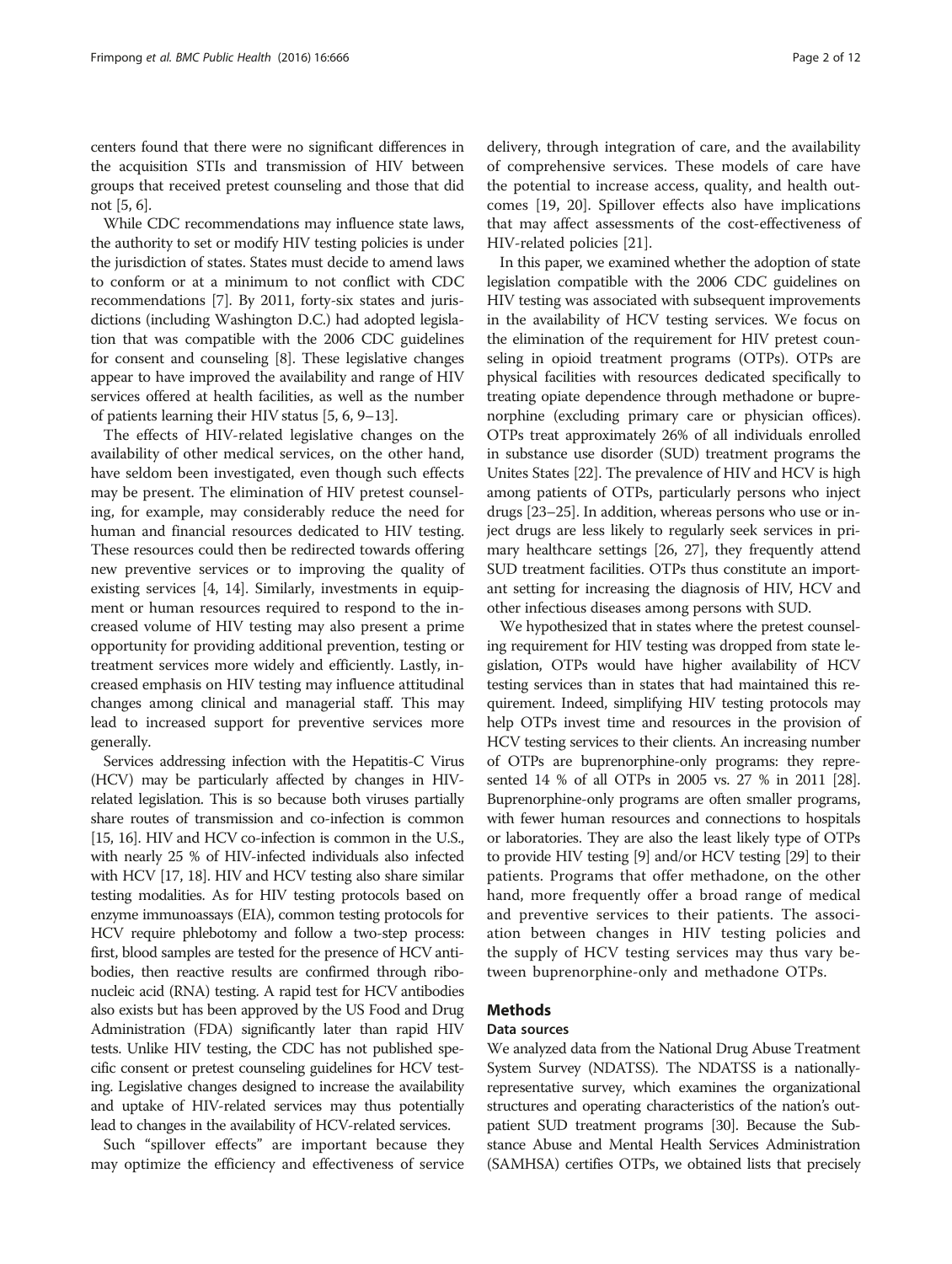centers found that there were no significant differences in the acquisition STIs and transmission of HIV between groups that received pretest counseling and those that did not [5, 6].

While CDC recommendations may influence state laws, the authority to set or modify HIV testing policies is under the jurisdiction of states. States must decide to amend laws to conform or at a minimum to not conflict with CDC recommendations [7]. By 2011, forty-six states and jurisdictions (including Washington D.C.) had adopted legislation that was compatible with the 2006 CDC guidelines for consent and counseling [8]. These legislative changes appear to have improved the availability and range of HIV services offered at health facilities, as well as the number of patients learning their HIV status [5, 6, 9–13].

The effects of HIV-related legislative changes on the availability of other medical services, on the other hand, have seldom been investigated, even though such effects may be present. The elimination of HIV pretest counseling, for example, may considerably reduce the need for human and financial resources dedicated to HIV testing. These resources could then be redirected towards offering new preventive services or to improving the quality of existing services [4, 14]. Similarly, investments in equipment or human resources required to respond to the increased volume of HIV testing may also present a prime opportunity for providing additional prevention, testing or treatment services more widely and efficiently. Lastly, increased emphasis on HIV testing may influence attitudinal changes among clinical and managerial staff. This may lead to increased support for preventive services more generally.

Services addressing infection with the Hepatitis-C Virus (HCV) may be particularly affected by changes in HIV-related legislation. This is so because both viruses partially share routes of transmission and co-infection is common [15, 16]. HIV and HCV co-infection is common in the U.S., with nearly 25 % of HIV-infected individuals also infected with HCV [17, 18]. HIV and HCV testing also share similar testing modalities. As for HIV testing protocols based on enzyme immunoassays (EIA), common testing protocols for HCV require phlebotomy and follow a two-step process: first, blood samples are tested for the presence of HCV antibodies, then reactive results are confirmed through ribonucleic acid (RNA) testing. A rapid test for HCV antibodies also exists but has been approved by the US Food and Drug Administration (FDA) significantly later than rapid HIV tests. Unlike HIV testing, the CDC has not published specific consent or pretest counseling guidelines for HCV testing. Legislative changes designed to increase the availability and uptake of HIV-related services may thus potentially lead to changes in the availability of HCV-related services.

Such "spillover effects" are important because they may optimize the efficiency and effectiveness of service delivery, through integration of care, and the availability of comprehensive services. These models of care have the potential to increase access, quality, and health outcomes [19, 20]. Spillover effects also have implications that may affect assessments of the cost-effectiveness of HIV-related policies [21].

In this paper, we examined whether the adoption of state legislation compatible with the 2006 CDC guidelines on HIV testing was associated with subsequent improvements in the availability of HCV testing services. We focus on the elimination of the requirement for HIV pretest counseling in opioid treatment programs (OTPs). OTPs are physical facilities with resources dedicated specifically to treating opiate dependence through methadone or buprenorphine (excluding primary care or physician offices). OTPs treat approximately 26% of all individuals enrolled in substance use disorder (SUD) treatment programs the Unites States [22]. The prevalence of HIV and HCV is high among patients of OTPs, particularly persons who inject drugs [23–25]. In addition, whereas persons who use or inject drugs are less likely to regularly seek services in primary healthcare settings [26, 27], they frequently attend SUD treatment facilities. OTPs thus constitute an important setting for increasing the diagnosis of HIV, HCV and other infectious diseases among persons with SUD.

We hypothesized that in states where the pretest counseling requirement for HIV testing was dropped from state legislation, OTPs would have higher availability of HCV testing services than in states that had maintained this requirement. Indeed, simplifying HIV testing protocols may help OTPs invest time and resources in the provision of HCV testing services to their clients. An increasing number of OTPs are buprenorphine-only programs: they represented 14 % of all OTPs in 2005 vs. 27 % in 2011 [28]. Buprenorphine-only programs are often smaller programs, with fewer human resources and connections to hospitals or laboratories. They are also the least likely type of OTPs to provide HIV testing [9] and/or HCV testing [29] to their patients. Programs that offer methadone, on the other hand, more frequently offer a broad range of medical and preventive services to their patients. The association between changes in HIV testing policies and the supply of HCV testing services may thus vary between buprenorphine-only and methadone OTPs.

## Methods

### Data sources

We analyzed data from the National Drug Abuse Treatment System Survey (NDATSS). The NDATSS is a nationally-representative survey, which examines the organizational structures and operating characteristics of the nation's outpatient SUD treatment programs [30]. Because the Substance Abuse and Mental Health Services Administration (SAMHSA) certifies OTPs, we obtained lists that precisely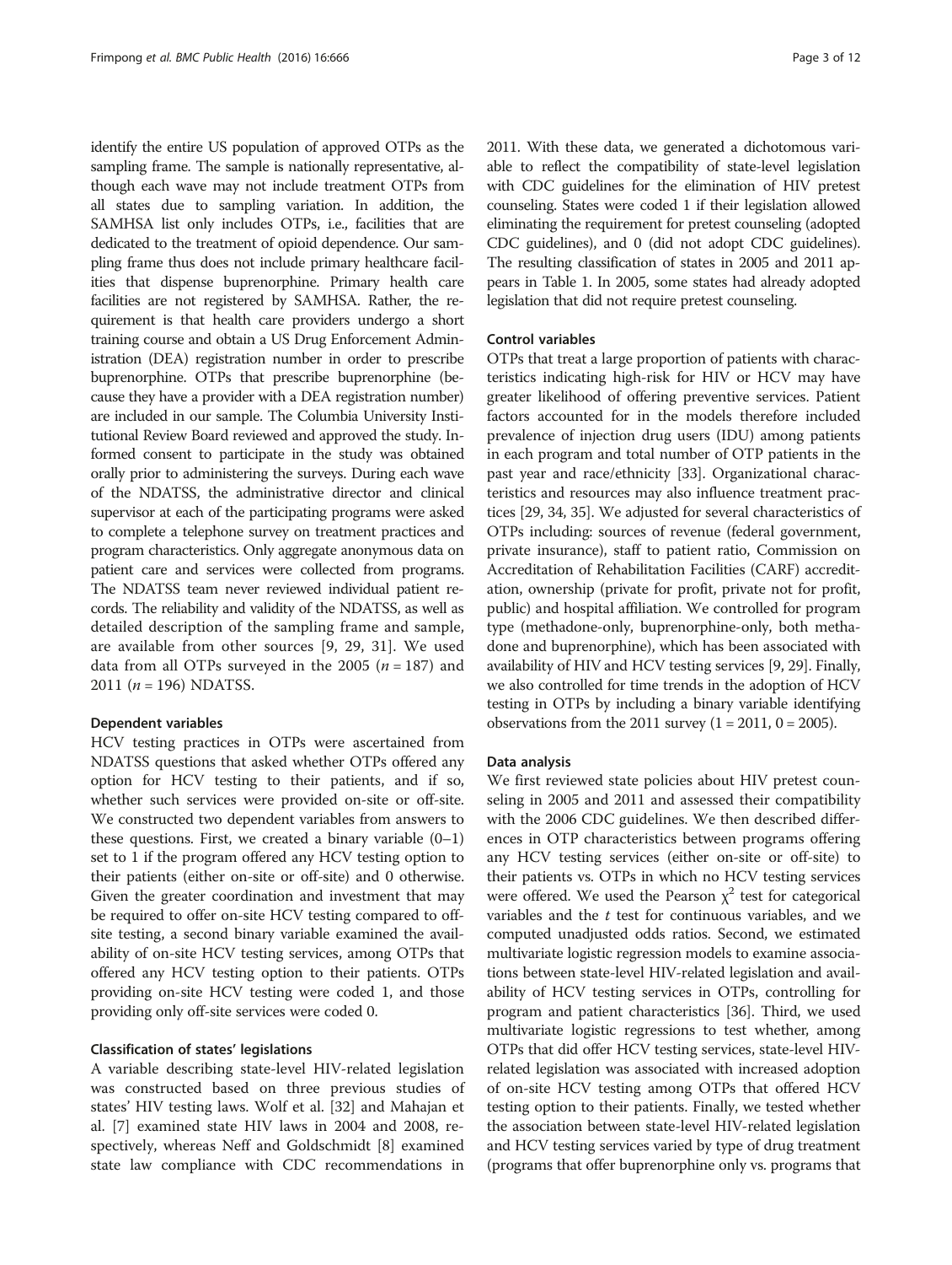identify the entire US population of approved OTPs as the sampling frame. The sample is nationally representative, although each wave may not include treatment OTPs from all states due to sampling variation. In addition, the SAMHSA list only includes OTPs, i.e., facilities that are dedicated to the treatment of opioid dependence. Our sampling frame thus does not include primary healthcare facilities that dispense buprenorphine. Primary health care facilities are not registered by SAMHSA. Rather, the requirement is that health care providers undergo a short training course and obtain a US Drug Enforcement Administration (DEA) registration number in order to prescribe buprenorphine. OTPs that prescribe buprenorphine (because they have a provider with a DEA registration number) are included in our sample. The Columbia University Institutional Review Board reviewed and approved the study. Informed consent to participate in the study was obtained orally prior to administering the surveys. During each wave of the NDATSS, the administrative director and clinical supervisor at each of the participating programs were asked to complete a telephone survey on treatment practices and program characteristics. Only aggregate anonymous data on patient care and services were collected from programs. The NDATSS team never reviewed individual patient records. The reliability and validity of the NDATSS, as well as detailed description of the sampling frame and sample, are available from other sources [9, 29, 31]. We used data from all OTPs surveyed in the 2005 ($n = 187$) and 2011 ($n = 196$) NDATSS.

#### Dependent variables

HCV testing practices in OTPs were ascertained from NDATSS questions that asked whether OTPs offered any option for HCV testing to their patients, and if so, whether such services were provided on-site or off-site. We constructed two dependent variables from answers to these questions. First, we created a binary variable (0–1) set to 1 if the program offered any HCV testing option to their patients (either on-site or off-site) and 0 otherwise. Given the greater coordination and investment that may be required to offer on-site HCV testing compared to off-site testing, a second binary variable examined the availability of on-site HCV testing services, among OTPs that offered any HCV testing option to their patients. OTPs providing on-site HCV testing were coded 1, and those providing only off-site services were coded 0.

#### Classification of states' legislations

A variable describing state-level HIV-related legislation was constructed based on three previous studies of states' HIV testing laws. Wolf et al. [32] and Mahajan et al. [7] examined state HIV laws in 2004 and 2008, respectively, whereas Neff and Goldschmidt [8] examined state law compliance with CDC recommendations in 2011. With these data, we generated a dichotomous variable to reflect the compatibility of state-level legislation with CDC guidelines for the elimination of HIV pretest counseling. States were coded 1 if their legislation allowed eliminating the requirement for pretest counseling (adopted CDC guidelines), and 0 (did not adopt CDC guidelines). The resulting classification of states in 2005 and 2011 appears in Table 1. In 2005, some states had already adopted legislation that did not require pretest counseling.

#### Control variables

OTPs that treat a large proportion of patients with characteristics indicating high-risk for HIV or HCV may have greater likelihood of offering preventive services. Patient factors accounted for in the models therefore included prevalence of injection drug users (IDU) among patients in each program and total number of OTP patients in the past year and race/ethnicity [33]. Organizational characteristics and resources may also influence treatment practices [29, 34, 35]. We adjusted for several characteristics of OTPs including: sources of revenue (federal government, private insurance), staff to patient ratio, Commission on Accreditation of Rehabilitation Facilities (CARF) accreditation, ownership (private for profit, private not for profit, public) and hospital affiliation. We controlled for program type (methadone-only, buprenorphine-only, both methadone and buprenorphine), which has been associated with availability of HIV and HCV testing services [9, 29]. Finally, we also controlled for time trends in the adoption of HCV testing in OTPs by including a binary variable identifying observations from the 2011 survey (1 = 2011, 0 = 2005).

#### Data analysis

We first reviewed state policies about HIV pretest counseling in 2005 and 2011 and assessed their compatibility with the 2006 CDC guidelines. We then described differences in OTP characteristics between programs offering any HCV testing services (either on-site or off-site) to their patients vs. OTPs in which no HCV testing services were offered. We used the Pearson $\chi^2$ test for categorical variables and the $t$ test for continuous variables, and we computed unadjusted odds ratios. Second, we estimated multivariate logistic regression models to examine associations between state-level HIV-related legislation and availability of HCV testing services in OTPs, controlling for program and patient characteristics [36]. Third, we used multivariate logistic regressions to test whether, among OTPs that did offer HCV testing services, state-level HIV-related legislation was associated with increased adoption of on-site HCV testing among OTPs that offered HCV testing option to their patients. Finally, we tested whether the association between state-level HIV-related legislation and HCV testing services varied by type of drug treatment (programs that offer buprenorphine only vs. programs that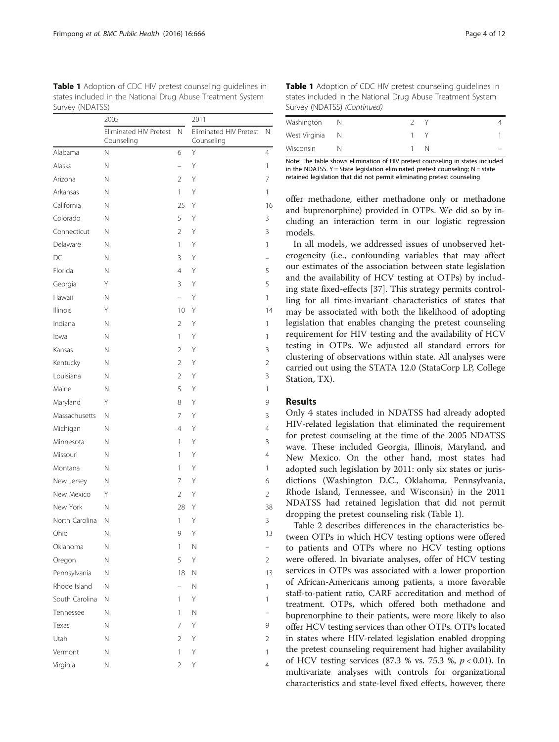**Table 1** Adoption of CDC HIV pretest counseling guidelines in states included in the National Drug Abuse Treatment System Survey (NDATSS)

| | 2005 | | 2011 | |
|---|---|---|---|---|
| | Eliminated HIV Pretest Counseling | N | Eliminated HIV Pretest Counseling | N |
| Alabama | N | 6 | Y | 4 |
| Alaska | N | – | Y | 1 |
| Arizona | N | 2 | Y | 7 |
| Arkansas | N | 1 | Y | 1 |
| California | N | 25 | Y | 16 |
| Colorado | N | 5 | Y | 3 |
| Connecticut | N | 2 | Y | 3 |
| Delaware | N | 1 | Y | 1 |
| DC | N | 3 | Y | – |
| Florida | N | 4 | Y | 5 |
| Georgia | Y | 3 | Y | 5 |
| Hawaii | N | – | Y | 1 |
| Illinois | Y | 10 | Y | 14 |
| Indiana | N | 2 | Y | 1 |
| Iowa | N | 1 | Y | 1 |
| Kansas | N | 2 | Y | 3 |
| Kentucky | N | 2 | Y | 2 |
| Louisiana | N | 2 | Y | 3 |
| Maine | N | 5 | Y | 1 |
| Maryland | Y | 8 | Y | 9 |
| Massachusetts | N | 7 | Y | 3 |
| Michigan | N | 4 | Y | 4 |
| Minnesota | N | 1 | Y | 3 |
| Missouri | N | 1 | Y | 4 |
| Montana | N | 1 | Y | 1 |
| New Jersey | N | 7 | Y | 6 |
| New Mexico | Y | 2 | Y | 2 |
| New York | N | 28 | Y | 38 |
| North Carolina | N | 1 | Y | 3 |
| Ohio | N | 9 | Y | 13 |
| Oklahoma | N | 1 | N | – |
| Oregon | N | 5 | Y | 2 |
| Pennsylvania | N | 18 | N | 13 |
| Rhode Island | N | – | N | 1 |
| South Carolina | N | 1 | Y | 1 |
| Tennessee | N | 1 | N | – |
| Texas | N | 7 | Y | 9 |
| Utah | N | 2 | Y | 2 |
| Vermont | N | 1 | Y | 1 |
| Virginia | N | 2 | Y | 4 |
| Washington | N | 2 | Y | 4 |
| West Virginia | N | 1 | Y | 1 |
| Wisconsin | N | 1 | N | – |

Note: The table shows elimination of HIV pretest counseling in states included in the NDATSS. Y = State legislation eliminated pretest counseling; N = state retained legislation that did not permit eliminating pretest counseling

offer methadone, either methadone only or methadone and buprenorphine) provided in OTPs. We did so by including an interaction term in our logistic regression models.

In all models, we addressed issues of unobserved heterogeneity (i.e., confounding variables that may affect our estimates of the association between state legislation and the availability of HCV testing at OTPs) by including state fixed-effects [37]. This strategy permits controlling for all time-invariant characteristics of states that may be associated with both the likelihood of adopting legislation that enables changing the pretest counseling requirement for HIV testing and the availability of HCV testing in OTPs. We adjusted all standard errors for clustering of observations within state. All analyses were carried out using the STATA 12.0 (StataCorp LP, College Station, TX).

## Results

Only 4 states included in NDATSS had already adopted HIV-related legislation that eliminated the requirement for pretest counseling at the time of the 2005 NDATSS wave. These included Georgia, Illinois, Maryland, and New Mexico. On the other hand, most states had adopted such legislation by 2011: only six states or jurisdictions (Washington D.C., Oklahoma, Pennsylvania, Rhode Island, Tennessee, and Wisconsin) in the 2011 NDATSS had retained legislation that did not permit dropping the pretest counseling risk (Table 1).

Table 2 describes differences in the characteristics between OTPs in which HCV testing options were offered to patients and OTPs where no HCV testing options were offered. In bivariate analyses, offer of HCV testing services in OTPs was associated with a lower proportion of African-Americans among patients, a more favorable staff-to-patient ratio, CARF accreditation and method of treatment. OTPs, which offered both methadone and buprenorphine to their patients, were more likely to also offer HCV testing services than other OTPs. OTPs located in states where HIV-related legislation enabled dropping the pretest counseling requirement had higher availability of HCV testing services (87.3 % vs. 75.3 %, $p < 0.01$). In multivariate analyses with controls for organizational characteristics and state-level fixed effects, however, there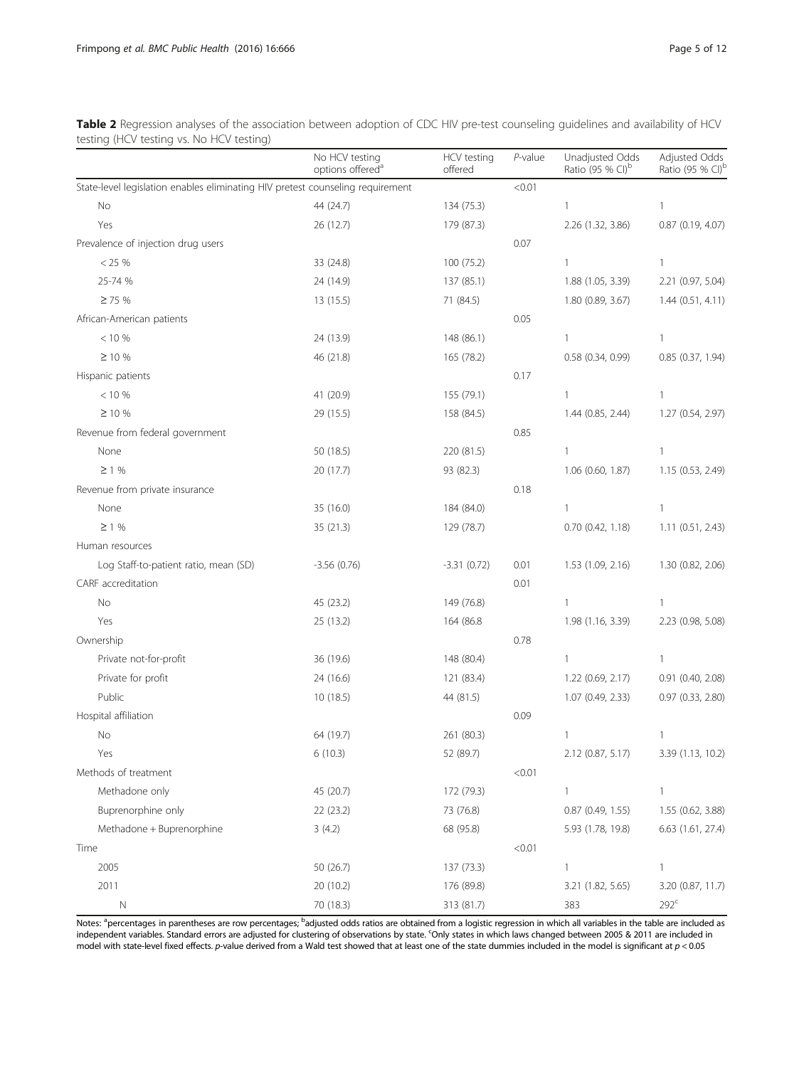**Table 2** Regression analyses of the association between adoption of CDC HIV pre-test counseling guidelines and availability of HCV testing (HCV testing vs. No HCV testing)

| | No HCV testing options offered[a] | HCV testing offered | *P*-value | Unadjusted Odds Ratio (95 % CI)[b] | Adjusted Odds Ratio (95 % CI)[b] |
|---|---|---|---|---|---|
| State-level legislation enables eliminating HIV pretest counseling requirement | | | <0.01 | | |
| No | 44 (24.7) | 134 (75.3) | | 1 | 1 |
| Yes | 26 (12.7) | 179 (87.3) | | 2.26 (1.32, 3.86) | 0.87 (0.19, 4.07) |
| Prevalence of injection drug users | | | 0.07 | | |
| < 25 % | 33 (24.8) | 100 (75.2) | | 1 | 1 |
| 25-74 % | 24 (14.9) | 137 (85.1) | | 1.88 (1.05, 3.39) | 2.21 (0.97, 5.04) |
| ≥ 75 % | 13 (15.5) | 71 (84.5) | | 1.80 (0.89, 3.67) | 1.44 (0.51, 4.11) |
| African-American patients | | | 0.05 | | |
| < 10 % | 24 (13.9) | 148 (86.1) | | 1 | 1 |
| ≥ 10 % | 46 (21.8) | 165 (78.2) | | 0.58 (0.34, 0.99) | 0.85 (0.37, 1.94) |
| Hispanic patients | | | 0.17 | | |
| < 10 % | 41 (20.9) | 155 (79.1) | | 1 | 1 |
| ≥ 10 % | 29 (15.5) | 158 (84.5) | | 1.44 (0.85, 2.44) | 1.27 (0.54, 2.97) |
| Revenue from federal government | | | 0.85 | | |
| None | 50 (18.5) | 220 (81.5) | | 1 | 1 |
| ≥ 1 % | 20 (17.7) | 93 (82.3) | | 1.06 (0.60, 1.87) | 1.15 (0.53, 2.49) |
| Revenue from private insurance | | | 0.18 | | |
| None | 35 (16.0) | 184 (84.0) | | 1 | 1 |
| ≥ 1 % | 35 (21.3) | 129 (78.7) | | 0.70 (0.42, 1.18) | 1.11 (0.51, 2.43) |
| Human resources | | | | | |
| Log Staff-to-patient ratio, mean (SD) | -3.56 (0.76) | -3.31 (0.72) | 0.01 | 1.53 (1.09, 2.16) | 1.30 (0.82, 2.06) |
| CARF accreditation | | | 0.01 | | |
| No | 45 (23.2) | 149 (76.8) | | 1 | 1 |
| Yes | 25 (13.2) | 164 (86.8 | | 1.98 (1.16, 3.39) | 2.23 (0.98, 5.08) |
| Ownership | | | 0.78 | | |
| Private not-for-profit | 36 (19.6) | 148 (80.4) | | 1 | 1 |
| Private for profit | 24 (16.6) | 121 (83.4) | | 1.22 (0.69, 2.17) | 0.91 (0.40, 2.08) |
| Public | 10 (18.5) | 44 (81.5) | | 1.07 (0.49, 2.33) | 0.97 (0.33, 2.80) |
| Hospital affiliation | | | 0.09 | | |
| No | 64 (19.7) | 261 (80.3) | | 1 | 1 |
| Yes | 6 (10.3) | 52 (89.7) | | 2.12 (0.87, 5.17) | 3.39 (1.13, 10.2) |
| Methods of treatment | | | <0.01 | | |
| Methadone only | 45 (20.7) | 172 (79.3) | | 1 | 1 |
| Buprenorphine only | 22 (23.2) | 73 (76.8) | | 0.87 (0.49, 1.55) | 1.55 (0.62, 3.88) |
| Methadone + Buprenorphine | 3 (4.2) | 68 (95.8) | | 5.93 (1.78, 19.8) | 6.63 (1.61, 27.4) |
| Time | | | <0.01 | | |
| 2005 | 50 (26.7) | 137 (73.3) | | 1 | 1 |
| 2011 | 20 (10.2) | 176 (89.8) | | 3.21 (1.82, 5.65) | 3.20 (0.87, 11.7) |
| N | 70 (18.3) | 313 (81.7) | | 383 | 292[c] |

Notes: [a]percentages in parentheses are row percentages; [b]adjusted odds ratios are obtained from a logistic regression in which all variables in the table are included as independent variables. Standard errors are adjusted for clustering of observations by state. [c]Only states in which laws changed between 2005 & 2011 are included in model with state-level fixed effects. *p*-value derived from a Wald test showed that at least one of the state dummies included in the model is significant at $p < 0.05$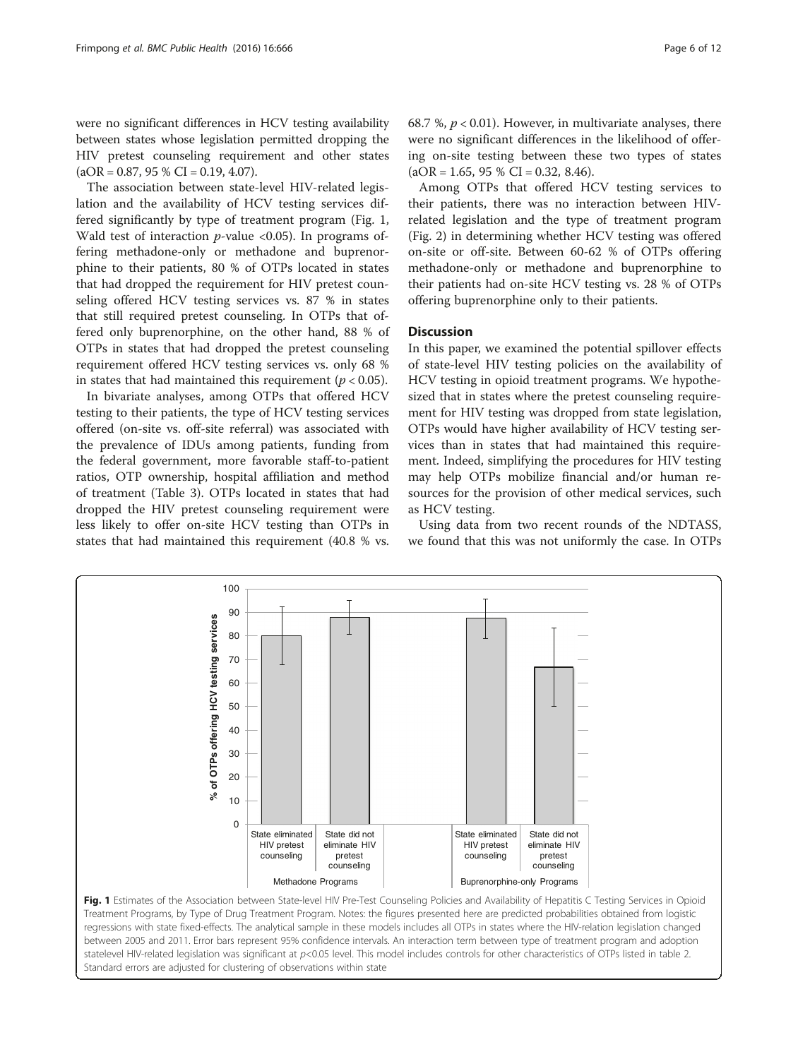were no significant differences in HCV testing availability between states whose legislation permitted dropping the HIV pretest counseling requirement and other states (aOR = 0.87, 95 % CI = 0.19, 4.07).

The association between state-level HIV-related legislation and the availability of HCV testing services differed significantly by type of treatment program (Fig. 1, Wald test of interaction *p*-value <0.05). In programs offering methadone-only or methadone and buprenorphine to their patients, 80 % of OTPs located in states that had dropped the requirement for HIV pretest counseling offered HCV testing services vs. 87 % in states that still required pretest counseling. In OTPs that offered only buprenorphine, on the other hand, 88 % of OTPs in states that had dropped the pretest counseling requirement offered HCV testing services vs. only 68 % in states that had maintained this requirement ($p < 0.05$).

In bivariate analyses, among OTPs that offered HCV testing to their patients, the type of HCV testing services offered (on-site vs. off-site referral) was associated with the prevalence of IDUs among patients, funding from the federal government, more favorable staff-to-patient ratios, OTP ownership, hospital affiliation and method of treatment (Table 3). OTPs located in states that had dropped the HIV pretest counseling requirement were less likely to offer on-site HCV testing than OTPs in states that had maintained this requirement (40.8 % vs. 68.7 %, $p < 0.01$). However, in multivariate analyses, there were no significant differences in the likelihood of offering on-site testing between these two types of states (aOR = 1.65, 95 % CI = 0.32, 8.46).

Among OTPs that offered HCV testing services to their patients, there was no interaction between HIV-related legislation and the type of treatment program (Fig. 2) in determining whether HCV testing was offered on-site or off-site. Between 60-62 % of OTPs offering methadone-only or methadone and buprenorphine to their patients had on-site HCV testing vs. 28 % of OTPs offering buprenorphine only to their patients.

## Discussion

In this paper, we examined the potential spillover effects of state-level HIV testing policies on the availability of HCV testing in opioid treatment programs. We hypothesized that in states where the pretest counseling requirement for HIV testing was dropped from state legislation, OTPs would have higher availability of HCV testing services than in states that had maintained this requirement. Indeed, simplifying the procedures for HIV testing may help OTPs mobilize financial and/or human resources for the provision of other medical services, such as HCV testing.

Using data from two recent rounds of the NDTASS, we found that this was not uniformly the case. In OTPs

**Fig. 1** Estimates of the Association between State-level HIV Pre-Test Counseling Policies and Availability of Hepatitis C Testing Services in Opioid Treatment Programs, by Type of Drug Treatment Program. Notes: the figures presented here are predicted probabilities obtained from logistic regressions with state fixed-effects. The analytical sample in these models includes all OTPs in states where the HIV-relation legislation changed between 2005 and 2011. Error bars represent 95% confidence intervals. An interaction term between type of treatment program and adoption statelevel HIV-related legislation was significant at $p<0.05$ level. This model includes controls for other characteristics of OTPs listed in table 2. Standard errors are adjusted for clustering of observations within state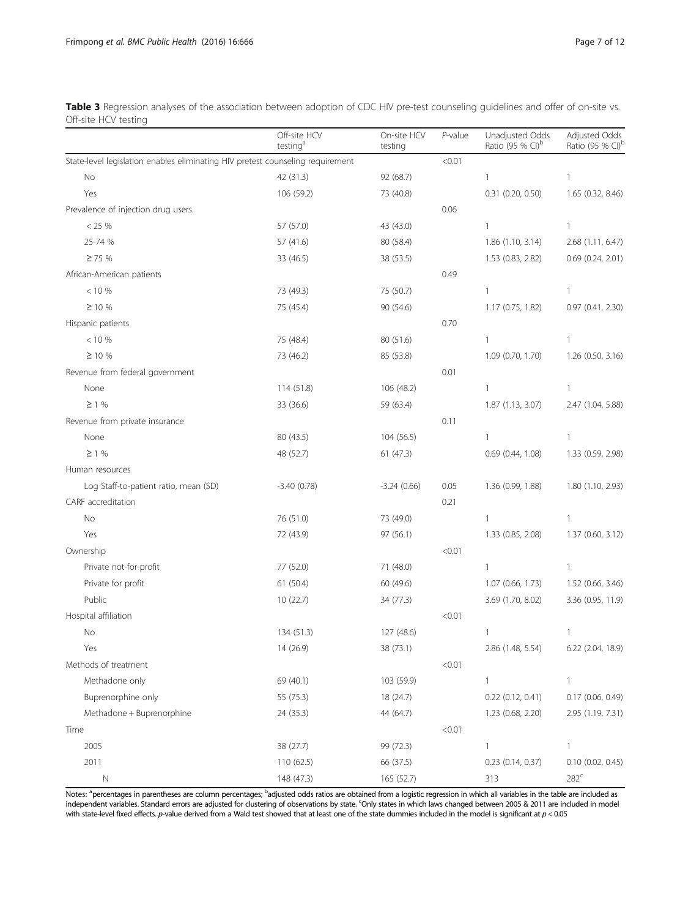**Table 3** Regression analyses of the association between adoption of CDC HIV pre-test counseling guidelines and offer of on-site vs. Off-site HCV testing

| | Off-site HCV testing[a] | On-site HCV testing | *P*-value | Unadjusted Odds Ratio (95 % CI)[b] | Adjusted Odds Ratio (95 % CI)[b] |
|---|---|---|---|---|---|
| State-level legislation enables eliminating HIV pretest counseling requirement | | | <0.01 | | |
| No | 42 (31.3) | 92 (68.7) | | 1 | 1 |
| Yes | 106 (59.2) | 73 (40.8) | | 0.31 (0.20, 0.50) | 1.65 (0.32, 8.46) |
| Prevalence of injection drug users | | | 0.06 | | |
| < 25 % | 57 (57.0) | 43 (43.0) | | 1 | 1 |
| 25-74 % | 57 (41.6) | 80 (58.4) | | 1.86 (1.10, 3.14) | 2.68 (1.11, 6.47) |
| ≥ 75 % | 33 (46.5) | 38 (53.5) | | 1.53 (0.83, 2.82) | 0.69 (0.24, 2.01) |
| African-American patients | | | 0.49 | | |
| < 10 % | 73 (49.3) | 75 (50.7) | | 1 | 1 |
| ≥ 10 % | 75 (45.4) | 90 (54.6) | | 1.17 (0.75, 1.82) | 0.97 (0.41, 2.30) |
| Hispanic patients | | | 0.70 | | |
| < 10 % | 75 (48.4) | 80 (51.6) | | 1 | 1 |
| ≥ 10 % | 73 (46.2) | 85 (53.8) | | 1.09 (0.70, 1.70) | 1.26 (0.50, 3.16) |
| Revenue from federal government | | | 0.01 | | |
| None | 114 (51.8) | 106 (48.2) | | 1 | 1 |
| ≥ 1 % | 33 (36.6) | 59 (63.4) | | 1.87 (1.13, 3.07) | 2.47 (1.04, 5.88) |
| Revenue from private insurance | | | 0.11 | | |
| None | 80 (43.5) | 104 (56.5) | | 1 | 1 |
| ≥ 1 % | 48 (52.7) | 61 (47.3) | | 0.69 (0.44, 1.08) | 1.33 (0.59, 2.98) |
| Human resources | | | | | |
| Log Staff-to-patient ratio, mean (SD) | -3.40 (0.78) | -3.24 (0.66) | 0.05 | 1.36 (0.99, 1.88) | 1.80 (1.10, 2.93) |
| CARF accreditation | | | 0.21 | | |
| No | 76 (51.0) | 73 (49.0) | | 1 | 1 |
| Yes | 72 (43.9) | 97 (56.1) | | 1.33 (0.85, 2.08) | 1.37 (0.60, 3.12) |
| Ownership | | | <0.01 | | |
| Private not-for-profit | 77 (52.0) | 71 (48.0) | | 1 | 1 |
| Private for profit | 61 (50.4) | 60 (49.6) | | 1.07 (0.66, 1.73) | 1.52 (0.66, 3.46) |
| Public | 10 (22.7) | 34 (77.3) | | 3.69 (1.70, 8.02) | 3.36 (0.95, 11.9) |
| Hospital affiliation | | | <0.01 | | |
| No | 134 (51.3) | 127 (48.6) | | 1 | 1 |
| Yes | 14 (26.9) | 38 (73.1) | | 2.86 (1.48, 5.54) | 6.22 (2.04, 18.9) |
| Methods of treatment | | | <0.01 | | |
| Methadone only | 69 (40.1) | 103 (59.9) | | 1 | 1 |
| Buprenorphine only | 55 (75.3) | 18 (24.7) | | 0.22 (0.12, 0.41) | 0.17 (0.06, 0.49) |
| Methadone + Buprenorphine | 24 (35.3) | 44 (64.7) | | 1.23 (0.68, 2.20) | 2.95 (1.19, 7.31) |
| Time | | | <0.01 | | |
| 2005 | 38 (27.7) | 99 (72.3) | | 1 | 1 |
| 2011 | 110 (62.5) | 66 (37.5) | | 0.23 (0.14, 0.37) | 0.10 (0.02, 0.45) |
| N | 148 (47.3) | 165 (52.7) | | 313 | 282[c] |

Notes: [a]percentages in parentheses are column percentages; [b]adjusted odds ratios are obtained from a logistic regression in which all variables in the table are included as independent variables. Standard errors are adjusted for clustering of observations by state. [c]Only states in which laws changed between 2005 & 2011 are included in model with state-level fixed effects. *p*-value derived from a Wald test showed that at least one of the state dummies included in the model is significant at $p < 0.05$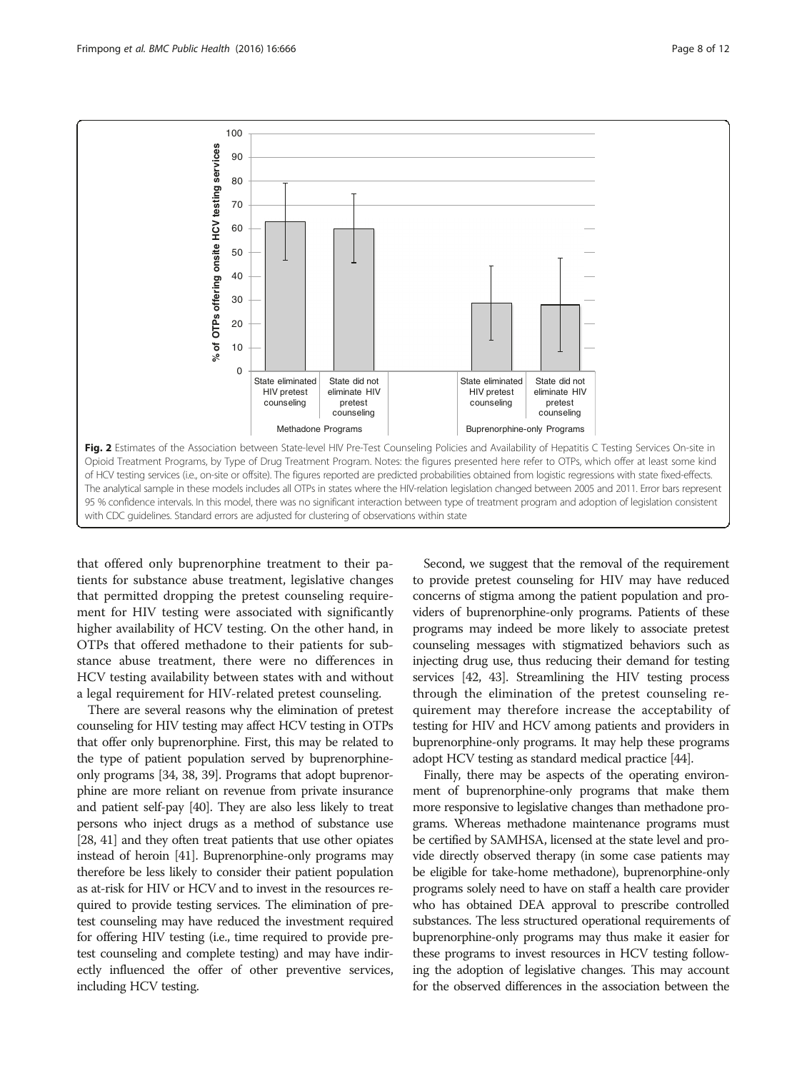**Fig. 2** Estimates of the Association between State-level HIV Pre-Test Counseling Policies and Availability of Hepatitis C Testing Services On-site in Opioid Treatment Programs, by Type of Drug Treatment Program. Notes: the figures presented here refer to OTPs, which offer at least some kind of HCV testing services (i.e., on-site or offsite). The figures reported are predicted probabilities obtained from logistic regressions with state fixed-effects. The analytical sample in these models includes all OTPs in states where the HIV-relation legislation changed between 2005 and 2011. Error bars represent 95 % confidence intervals. In this model, there was no significant interaction between type of treatment program and adoption of legislation consistent with CDC guidelines. Standard errors are adjusted for clustering of observations within state

that offered only buprenorphine treatment to their patients for substance abuse treatment, legislative changes that permitted dropping the pretest counseling requirement for HIV testing were associated with significantly higher availability of HCV testing. On the other hand, in OTPs that offered methadone to their patients for substance abuse treatment, there were no differences in HCV testing availability between states with and without a legal requirement for HIV-related pretest counseling.

There are several reasons why the elimination of pretest counseling for HIV testing may affect HCV testing in OTPs that offer only buprenorphine. First, this may be related to the type of patient population served by buprenorphine-only programs [34, 38, 39]. Programs that adopt buprenorphine are more reliant on revenue from private insurance and patient self-pay [40]. They are also less likely to treat persons who inject drugs as a method of substance use [28, 41] and they often treat patients that use other opiates instead of heroin [41]. Buprenorphine-only programs may therefore be less likely to consider their patient population as at-risk for HIV or HCV and to invest in the resources required to provide testing services. The elimination of pretest counseling may have reduced the investment required for offering HIV testing (i.e., time required to provide pretest counseling and complete testing) and may have indirectly influenced the offer of other preventive services, including HCV testing.

Second, we suggest that the removal of the requirement to provide pretest counseling for HIV may have reduced concerns of stigma among the patient population and providers of buprenorphine-only programs. Patients of these programs may indeed be more likely to associate pretest counseling messages with stigmatized behaviors such as injecting drug use, thus reducing their demand for testing services [42, 43]. Streamlining the HIV testing process through the elimination of the pretest counseling requirement may therefore increase the acceptability of testing for HIV and HCV among patients and providers in buprenorphine-only programs. It may help these programs adopt HCV testing as standard medical practice [44].

Finally, there may be aspects of the operating environment of buprenorphine-only programs that make them more responsive to legislative changes than methadone programs. Whereas methadone maintenance programs must be certified by SAMHSA, licensed at the state level and provide directly observed therapy (in some case patients may be eligible for take-home methadone), buprenorphine-only programs solely need to have on staff a health care provider who has obtained DEA approval to prescribe controlled substances. The less structured operational requirements of buprenorphine-only programs may thus make it easier for these programs to invest resources in HCV testing following the adoption of legislative changes. This may account for the observed differences in the association between the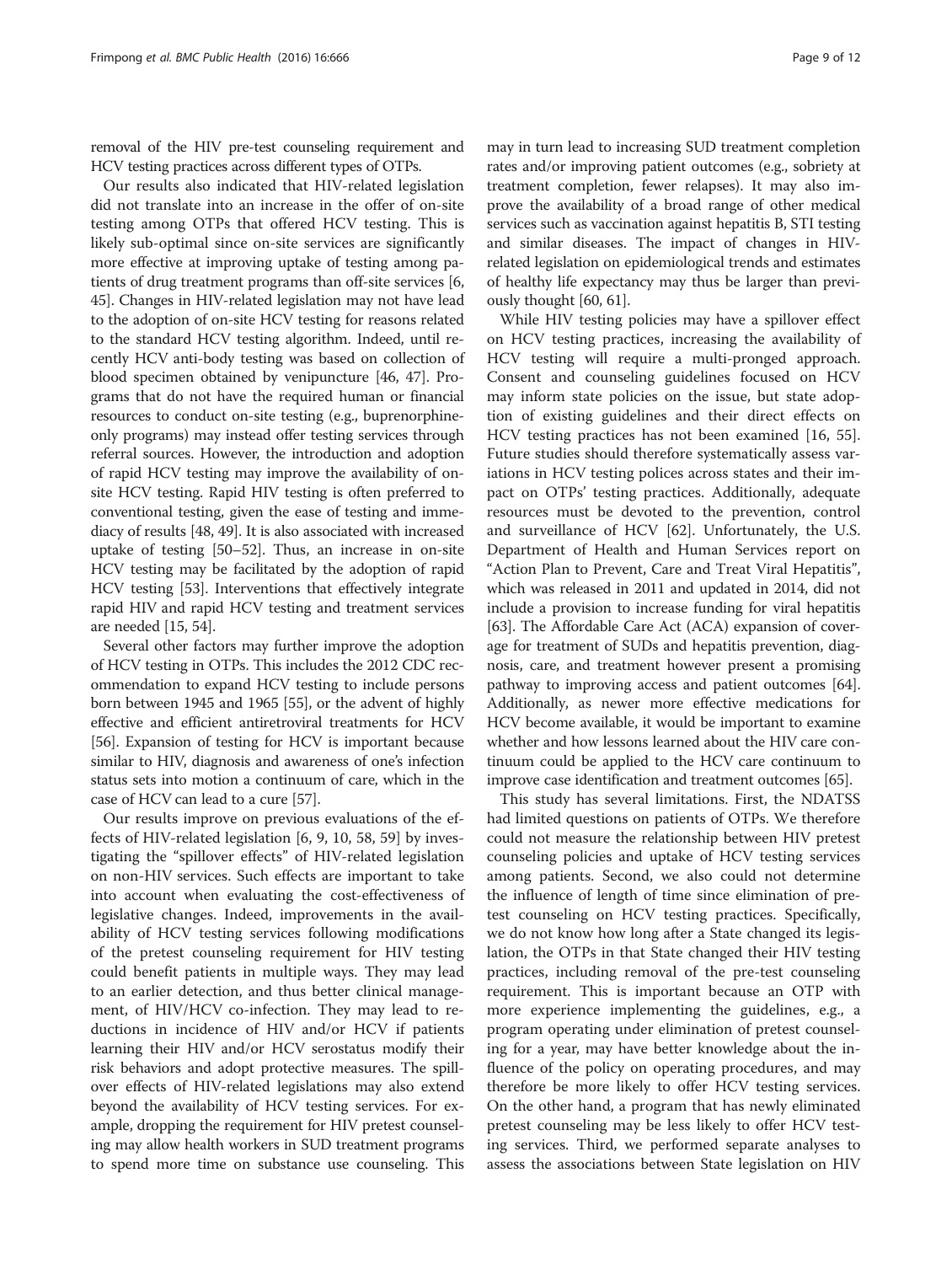removal of the HIV pre-test counseling requirement and HCV testing practices across different types of OTPs.

Our results also indicated that HIV-related legislation did not translate into an increase in the offer of on-site testing among OTPs that offered HCV testing. This is likely sub-optimal since on-site services are significantly more effective at improving uptake of testing among patients of drug treatment programs than off-site services [6, 45]. Changes in HIV-related legislation may not have lead to the adoption of on-site HCV testing for reasons related to the standard HCV testing algorithm. Indeed, until recently HCV anti-body testing was based on collection of blood specimen obtained by venipuncture [46, 47]. Programs that do not have the required human or financial resources to conduct on-site testing (e.g., buprenorphine-only programs) may instead offer testing services through referral sources. However, the introduction and adoption of rapid HCV testing may improve the availability of on-site HCV testing. Rapid HIV testing is often preferred to conventional testing, given the ease of testing and immediacy of results [48, 49]. It is also associated with increased uptake of testing [50–52]. Thus, an increase in on-site HCV testing may be facilitated by the adoption of rapid HCV testing [53]. Interventions that effectively integrate rapid HIV and rapid HCV testing and treatment services are needed [15, 54].

Several other factors may further improve the adoption of HCV testing in OTPs. This includes the 2012 CDC recommendation to expand HCV testing to include persons born between 1945 and 1965 [55], or the advent of highly effective and efficient antiretroviral treatments for HCV [56]. Expansion of testing for HCV is important because similar to HIV, diagnosis and awareness of one's infection status sets into motion a continuum of care, which in the case of HCV can lead to a cure [57].

Our results improve on previous evaluations of the effects of HIV-related legislation [6, 9, 10, 58, 59] by investigating the "spillover effects" of HIV-related legislation on non-HIV services. Such effects are important to take into account when evaluating the cost-effectiveness of legislative changes. Indeed, improvements in the availability of HCV testing services following modifications of the pretest counseling requirement for HIV testing could benefit patients in multiple ways. They may lead to an earlier detection, and thus better clinical management, of HIV/HCV co-infection. They may lead to reductions in incidence of HIV and/or HCV if patients learning their HIV and/or HCV serostatus modify their risk behaviors and adopt protective measures. The spillover effects of HIV-related legislations may also extend beyond the availability of HCV testing services. For example, dropping the requirement for HIV pretest counseling may allow health workers in SUD treatment programs to spend more time on substance use counseling. This may in turn lead to increasing SUD treatment completion rates and/or improving patient outcomes (e.g., sobriety at treatment completion, fewer relapses). It may also improve the availability of a broad range of other medical services such as vaccination against hepatitis B, STI testing and similar diseases. The impact of changes in HIV-related legislation on epidemiological trends and estimates of healthy life expectancy may thus be larger than previously thought [60, 61].

While HIV testing policies may have a spillover effect on HCV testing practices, increasing the availability of HCV testing will require a multi-pronged approach. Consent and counseling guidelines focused on HCV may inform state policies on the issue, but state adoption of existing guidelines and their direct effects on HCV testing practices has not been examined [16, 55]. Future studies should therefore systematically assess variations in HCV testing polices across states and their impact on OTPs' testing practices. Additionally, adequate resources must be devoted to the prevention, control and surveillance of HCV [62]. Unfortunately, the U.S. Department of Health and Human Services report on "Action Plan to Prevent, Care and Treat Viral Hepatitis", which was released in 2011 and updated in 2014, did not include a provision to increase funding for viral hepatitis [63]. The Affordable Care Act (ACA) expansion of coverage for treatment of SUDs and hepatitis prevention, diagnosis, care, and treatment however present a promising pathway to improving access and patient outcomes [64]. Additionally, as newer more effective medications for HCV become available, it would be important to examine whether and how lessons learned about the HIV care continuum could be applied to the HCV care continuum to improve case identification and treatment outcomes [65].

This study has several limitations. First, the NDATSS had limited questions on patients of OTPs. We therefore could not measure the relationship between HIV pretest counseling policies and uptake of HCV testing services among patients. Second, we also could not determine the influence of length of time since elimination of pretest counseling on HCV testing practices. Specifically, we do not know how long after a State changed its legislation, the OTPs in that State changed their HIV testing practices, including removal of the pre-test counseling requirement. This is important because an OTP with more experience implementing the guidelines, e.g., a program operating under elimination of pretest counseling for a year, may have better knowledge about the influence of the policy on operating procedures, and may therefore be more likely to offer HCV testing services. On the other hand, a program that has newly eliminated pretest counseling may be less likely to offer HCV testing services. Third, we performed separate analyses to assess the associations between State legislation on HIV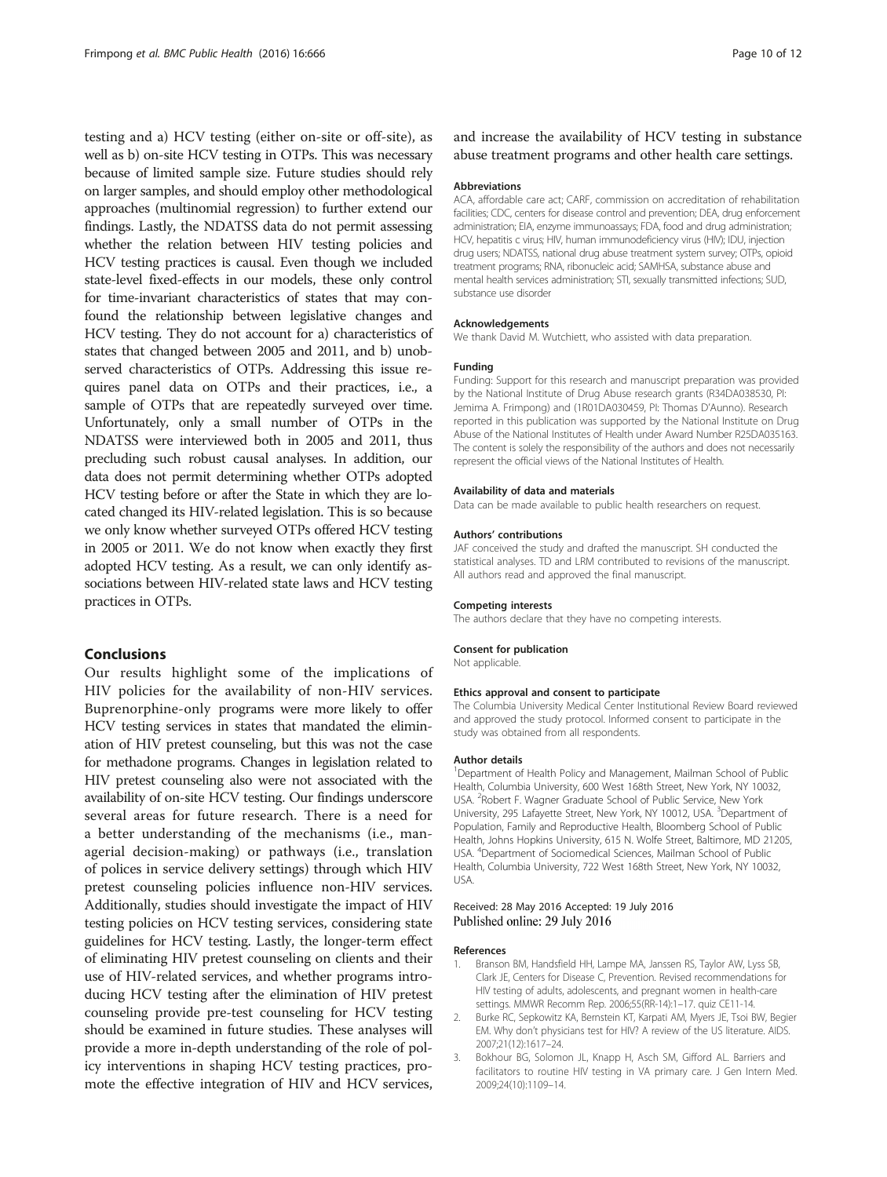testing and a) HCV testing (either on-site or off-site), as well as b) on-site HCV testing in OTPs. This was necessary because of limited sample size. Future studies should rely on larger samples, and should employ other methodological approaches (multinomial regression) to further extend our findings. Lastly, the NDATSS data do not permit assessing whether the relation between HIV testing policies and HCV testing practices is causal. Even though we included state-level fixed-effects in our models, these only control for time-invariant characteristics of states that may confound the relationship between legislative changes and HCV testing. They do not account for a) characteristics of states that changed between 2005 and 2011, and b) unobserved characteristics of OTPs. Addressing this issue requires panel data on OTPs and their practices, i.e., a sample of OTPs that are repeatedly surveyed over time. Unfortunately, only a small number of OTPs in the NDATSS were interviewed both in 2005 and 2011, thus precluding such robust causal analyses. In addition, our data does not permit determining whether OTPs adopted HCV testing before or after the State in which they are located changed its HIV-related legislation. This is so because we only know whether surveyed OTPs offered HCV testing in 2005 or 2011. We do not know when exactly they first adopted HCV testing. As a result, we can only identify associations between HIV-related state laws and HCV testing practices in OTPs.

## Conclusions

Our results highlight some of the implications of HIV policies for the availability of non-HIV services. Buprenorphine-only programs were more likely to offer HCV testing services in states that mandated the elimination of HIV pretest counseling, but this was not the case for methadone programs. Changes in legislation related to HIV pretest counseling also were not associated with the availability of on-site HCV testing. Our findings underscore several areas for future research. There is a need for a better understanding of the mechanisms (i.e., managerial decision-making) or pathways (i.e., translation of polices in service delivery settings) through which HIV pretest counseling policies influence non-HIV services. Additionally, studies should investigate the impact of HIV testing policies on HCV testing services, considering state guidelines for HCV testing. Lastly, the longer-term effect of eliminating HIV pretest counseling on clients and their use of HIV-related services, and whether programs introducing HCV testing after the elimination of HIV pretest counseling provide pre-test counseling for HCV testing should be examined in future studies. These analyses will provide a more in-depth understanding of the role of policy interventions in shaping HCV testing practices, promote the effective integration of HIV and HCV services, and increase the availability of HCV testing in substance abuse treatment programs and other health care settings.

#### Abbreviations

ACA, affordable care act; CARF, commission on accreditation of rehabilitation facilities; CDC, centers for disease control and prevention; DEA, drug enforcement administration; EIA, enzyme immunoassays; FDA, food and drug administration; HCV, hepatitis c virus; HIV, human immunodeficiency virus (HIV); IDU, injection drug users; NDATSS, national drug abuse treatment system survey; OTPs, opioid treatment programs; RNA, ribonucleic acid; SAMHSA, substance abuse and mental health services administration; STI, sexually transmitted infections; SUD, substance use disorder

#### Acknowledgements

We thank David M. Wutchiett, who assisted with data preparation.

#### Funding

Funding: Support for this research and manuscript preparation was provided by the National Institute of Drug Abuse research grants (R34DA038530, PI: Jemima A. Frimpong) and (1R01DA030459, PI: Thomas D'Aunno). Research reported in this publication was supported by the National Institute on Drug Abuse of the National Institutes of Health under Award Number R25DA035163. The content is solely the responsibility of the authors and does not necessarily represent the official views of the National Institutes of Health.

#### Availability of data and materials

Data can be made available to public health researchers on request.

#### Authors' contributions

JAF conceived the study and drafted the manuscript. SH conducted the statistical analyses. TD and LRM contributed to revisions of the manuscript. All authors read and approved the final manuscript.

#### Competing interests

The authors declare that they have no competing interests.

#### Consent for publication

Not applicable.

#### Ethics approval and consent to participate

The Columbia University Medical Center Institutional Review Board reviewed and approved the study protocol. Informed consent to participate in the study was obtained from all respondents.

#### Author details

[1]Department of Health Policy and Management, Mailman School of Public Health, Columbia University, 600 West 168th Street, New York, NY 10032, USA. [2]Robert F. Wagner Graduate School of Public Service, New York University, 295 Lafayette Street, New York, NY 10012, USA. [3]Department of Population, Family and Reproductive Health, Bloomberg School of Public Health, Johns Hopkins University, 615 N. Wolfe Street, Baltimore, MD 21205, USA. [4]Department of Sociomedical Sciences, Mailman School of Public Health, Columbia University, 722 West 168th Street, New York, NY 10032, USA.

Received: 28 May 2016 Accepted: 19 July 2016
Published online: 29 July 2016

#### References

1. Branson BM, Handsfield HH, Lampe MA, Janssen RS, Taylor AW, Lyss SB, Clark JE, Centers for Disease C, Prevention. Revised recommendations for HIV testing of adults, adolescents, and pregnant women in health-care settings. MMWR Recomm Rep. 2006;55(RR-14):1–17. quiz CE11-14.
2. Burke RC, Sepkowitz KA, Bernstein KT, Karpati AM, Myers JE, Tsoi BW, Begier EM. Why don't physicians test for HIV? A review of the US literature. AIDS. 2007;21(12):1617–24.
3. Bokhour BG, Solomon JL, Knapp H, Asch SM, Gifford AL. Barriers and facilitators to routine HIV testing in VA primary care. J Gen Intern Med. 2009;24(10):1109–14.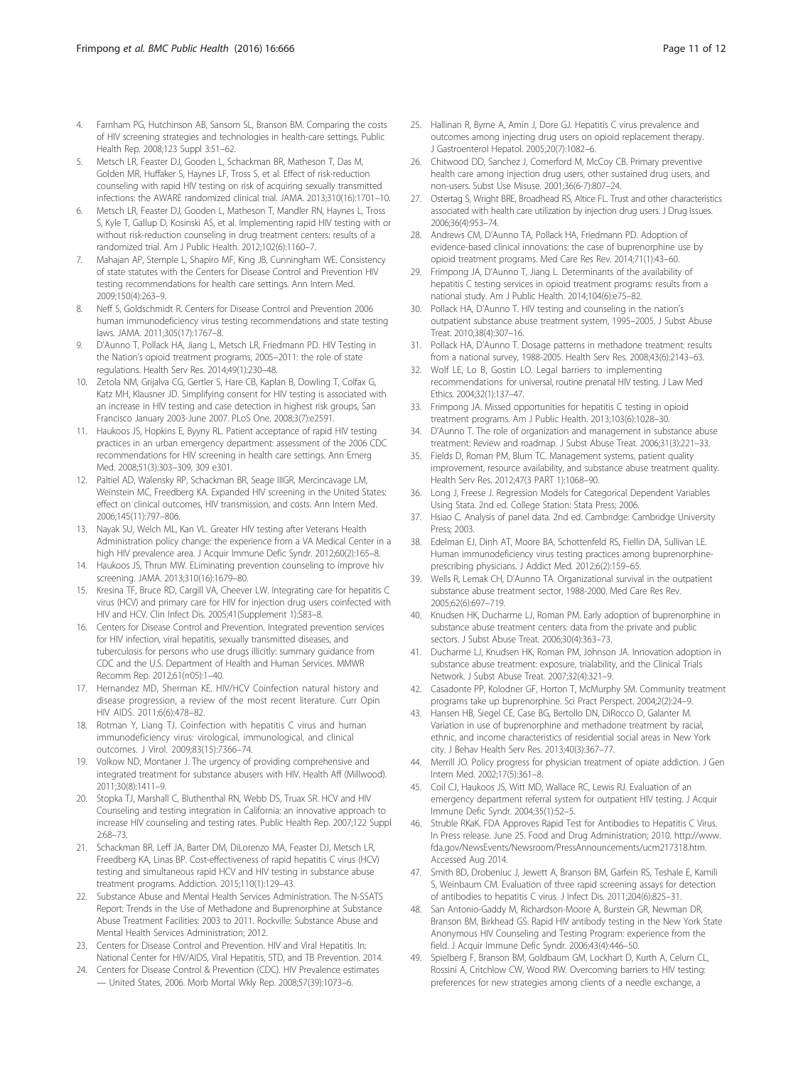4. Farnham PG, Hutchinson AB, Sansom SL, Branson BM. Comparing the costs of HIV screening strategies and technologies in health-care settings. Public Health Rep. 2008;123 Suppl 3:51–62.
5. Metsch LR, Feaster DJ, Gooden L, Schackman BR, Matheson T, Das M, Golden MR, Huffaker S, Haynes LF, Tross S, et al. Effect of risk-reduction counseling with rapid HIV testing on risk of acquiring sexually transmitted infections: the AWARE randomized clinical trial. JAMA. 2013;310(16):1701–10.
6. Metsch LR, Feaster DJ, Gooden L, Matheson T, Mandler RN, Haynes L, Tross S, Kyle T, Gallup D, Kosinski AS, et al. Implementing rapid HIV testing with or without risk-reduction counseling in drug treatment centers: results of a randomized trial. Am J Public Health. 2012;102(6):1160–7.
7. Mahajan AP, Stemple L, Shapiro MF, King JB, Cunningham WE. Consistency of state statutes with the Centers for Disease Control and Prevention HIV testing recommendations for health care settings. Ann Intern Med. 2009;150(4):263–9.
8. Neff S, Goldschmidt R. Centers for Disease Control and Prevention 2006 human immunodeficiency virus testing recommendations and state testing laws. JAMA. 2011;305(17):1767–8.
9. D'Aunno T, Pollack HA, Jiang L, Metsch LR, Friedmann PD. HIV Testing in the Nation's opioid treatment programs, 2005–2011: the role of state regulations. Health Serv Res. 2014;49(1):230–48.
10. Zetola NM, Grijalva CG, Gertler S, Hare CB, Kaplan B, Dowling T, Colfax G, Katz MH, Klausner JD. Simplifying consent for HIV testing is associated with an increase in HIV testing and case detection in highest risk groups, San Francisco January 2003-June 2007. PLoS One. 2008;3(7):e2591.
11. Haukoos JS, Hopkins E, Byyny RL. Patient acceptance of rapid HIV testing practices in an urban emergency department: assessment of the 2006 CDC recommendations for HIV screening in health care settings. Ann Emerg Med. 2008;51(3):303–309, 309 e301.
12. Paltiel AD, Walensky RP, Schackman BR, Seage IIIGR, Mercincavage LM, Weinstein MC, Freedberg KA. Expanded HIV screening in the United States: effect on clinical outcomes, HIV transmission, and costs. Ann Intern Med. 2006;145(11):797–806.
13. Nayak SU, Welch ML, Kan VL. Greater HIV testing after Veterans Health Administration policy change: the experience from a VA Medical Center in a high HIV prevalence area. J Acquir Immune Defic Syndr. 2012;60(2):165–8.
14. Haukoos JS, Thrun MW. ELiminating prevention counseling to improve hiv screening. JAMA. 2013;310(16):1679–80.
15. Kresina TF, Bruce RD, Cargill VA, Cheever LW. Integrating care for hepatitis C virus (HCV) and primary care for HIV for injection drug users coinfected with HIV and HCV. Clin Infect Dis. 2005;41(Supplement 1):S83–8.
16. Centers for Disease Control and Prevention. Integrated prevention services for HIV infection, viral hepatitis, sexually transmitted diseases, and tuberculosis for persons who use drugs illicitly: summary guidance from CDC and the U.S. Department of Health and Human Services. MMWR Recomm Rep. 2012;61(rr05):1–40.
17. Hernandez MD, Sherman KE. HIV/HCV Coinfection natural history and disease progression, a review of the most recent literature. Curr Opin HIV AIDS. 2011;6(6):478–82.
18. Rotman Y, Liang TJ. Coinfection with hepatitis C virus and human immunodeficiency virus: virological, immunological, and clinical outcomes. J Virol. 2009;83(15):7366–74.
19. Volkow ND, Montaner J. The urgency of providing comprehensive and integrated treatment for substance abusers with HIV. Health Aff (Millwood). 2011;30(8):1411–9.
20. Stopka TJ, Marshall C, Bluthenthal RN, Webb DS, Truax SR. HCV and HIV Counseling and testing integration in California: an innovative approach to increase HIV counseling and testing rates. Public Health Rep. 2007;122 Suppl 2:68–73.
21. Schackman BR, Leff JA, Barter DM, DiLorenzo MA, Feaster DJ, Metsch LR, Freedberg KA, Linas BP. Cost-effectiveness of rapid hepatitis C virus (HCV) testing and simultaneous rapid HCV and HIV testing in substance abuse treatment programs. Addiction. 2015;110(1):129–43.
22. Substance Abuse and Mental Health Services Administration. The N-SSATS Report: Trends in the Use of Methadone and Buprenorphine at Substance Abuse Treatment Facilities: 2003 to 2011. Rockville: Substance Abuse and Mental Health Services Administration; 2012.
23. Centers for Disease Control and Prevention. HIV and Viral Hepatitis. In: National Center for HIV/AIDS, Viral Hepatitis, STD, and TB Prevention. 2014.
24. Centers for Disease Control & Prevention (CDC). HIV Prevalence estimates — United States, 2006. Morb Mortal Wkly Rep. 2008;57(39):1073–6.
25. Hallinan R, Byrne A, Amin J, Dore GJ. Hepatitis C virus prevalence and outcomes among injecting drug users on opioid replacement therapy. J Gastroenterol Hepatol. 2005;20(7):1082–6.
26. Chitwood DD, Sanchez J, Comerford M, McCoy CB. Primary preventive health care among injection drug users, other sustained drug users, and non-users. Subst Use Misuse. 2001;36(6-7):807–24.
27. Ostertag S, Wright BRE, Broadhead RS, Altice FL. Trust and other characteristics associated with health care utilization by injection drug users. J Drug Issues. 2006;36(4):953–74.
28. Andrews CM, D'Aunno TA, Pollack HA, Friedmann PD. Adoption of evidence-based clinical innovations: the case of buprenorphine use by opioid treatment programs. Med Care Res Rev. 2014;71(1):43–60.
29. Frimpong JA, D'Aunno T, Jiang L. Determinants of the availability of hepatitis C testing services in opioid treatment programs: results from a national study. Am J Public Health. 2014;104(6):e75–82.
30. Pollack HA, D'Aunno T. HIV testing and counseling in the nation's outpatient substance abuse treatment system, 1995–2005. J Subst Abuse Treat. 2010;38(4):307–16.
31. Pollack HA, D'Aunno T. Dosage patterns in methadone treatment: results from a national survey, 1988-2005. Health Serv Res. 2008;43(6):2143–63.
32. Wolf LE, Lo B, Gostin LO. Legal barriers to implementing recommendations for universal, routine prenatal HIV testing. J Law Med Ethics. 2004;32(1):137–47.
33. Frimpong JA. Missed opportunities for hepatitis C testing in opioid treatment programs. Am J Public Health. 2013;103(6):1028–30.
34. D'Aunno T. The role of organization and management in substance abuse treatment: Review and roadmap. J Subst Abuse Treat. 2006;31(3):221–33.
35. Fields D, Roman PM, Blum TC. Management systems, patient quality improvement, resource availability, and substance abuse treatment quality. Health Serv Res. 2012;47(3 PART 1):1068–90.
36. Long J, Freese J. Regression Models for Categorical Dependent Variables Using Stata. 2nd ed. College Station: Stata Press; 2006.
37. Hsiao C. Analysis of panel data. 2nd ed. Cambridge: Cambridge University Press; 2003.
38. Edelman EJ, Dinh AT, Moore BA, Schottenfeld RS, Fiellin DA, Sullivan LE. Human immunodeficiency virus testing practices among buprenorphine-prescribing physicians. J Addict Med. 2012;6(2):159–65.
39. Wells R, Lemak CH, D'Aunno TA. Organizational survival in the outpatient substance abuse treatment sector, 1988-2000. Med Care Res Rev. 2005;62(6):697–719.
40. Knudsen HK, Ducharme LJ, Roman PM. Early adoption of buprenorphine in substance abuse treatment centers: data from the private and public sectors. J Subst Abuse Treat. 2006;30(4):363–73.
41. Ducharme LJ, Knudsen HK, Roman PM, Johnson JA. Innovation adoption in substance abuse treatment: exposure, trialability, and the Clinical Trials Network. J Subst Abuse Treat. 2007;32(4):321–9.
42. Casadonte PP, Kolodner GF, Horton T, McMurphy SM. Community treatment programs take up buprenorphine. Sci Pract Perspect. 2004;2(2):24–9.
43. Hansen HB, Siegel CE, Case BG, Bertollo DN, DiRocco D, Galanter M. Variation in use of buprenorphine and methadone treatment by racial, ethnic, and income characteristics of residential social areas in New York city. J Behav Health Serv Res. 2013;40(3):367–77.
44. Merrill JO. Policy progress for physician treatment of opiate addiction. J Gen Intern Med. 2002;17(5):361–8.
45. Coil CJ, Haukoos JS, Witt MD, Wallace RC, Lewis RJ. Evaluation of an emergency department referral system for outpatient HIV testing. J Acquir Immune Defic Syndr. 2004;35(1):52–5.
46. Struble RKaK. FDA Approves Rapid Test for Antibodies to Hepatitis C Virus. In Press release. June 25. Food and Drug Administration; 2010. http://www.fda.gov/NewsEvents/Newsroom/PressAnnouncements/ucm217318.htm. Accessed Aug 2014.
47. Smith BD, Drobeniuc J, Jewett A, Branson BM, Garfein RS, Teshale E, Kamili S, Weinbaum CM. Evaluation of three rapid screening assays for detection of antibodies to hepatitis C virus. J Infect Dis. 2011;204(6):825–31.
48. San Antonio-Gaddy M, Richardson-Moore A, Burstein GR, Newman DR, Branson BM, Birkhead GS. Rapid HIV antibody testing in the New York State Anonymous HIV Counseling and Testing Program: experience from the field. J Acquir Immune Defic Syndr. 2006;43(4):446–50.
49. Spielberg F, Branson BM, Goldbaum GM, Lockhart D, Kurth A, Celum CL, Rossini A, Critchlow CW, Wood RW. Overcoming barriers to HIV testing: preferences for new strategies among clients of a needle exchange, a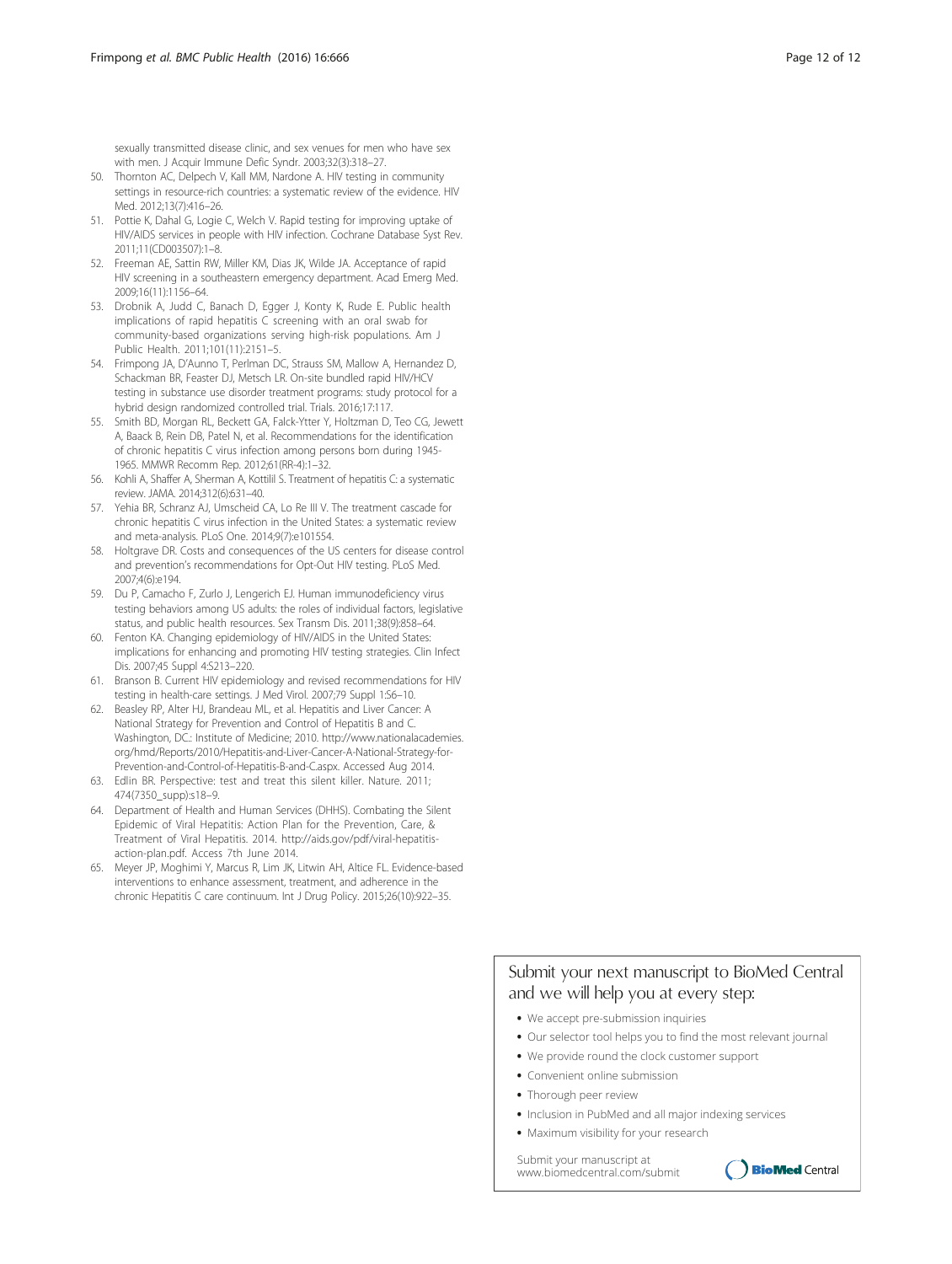sexually transmitted disease clinic, and sex venues for men who have sex with men. J Acquir Immune Defic Syndr. 2003;32(3):318–27.

50. Thornton AC, Delpech V, Kall MM, Nardone A. HIV testing in community settings in resource-rich countries: a systematic review of the evidence. HIV Med. 2012;13(7):416–26.
51. Pottie K, Dahal G, Logie C, Welch V. Rapid testing for improving uptake of HIV/AIDS services in people with HIV infection. Cochrane Database Syst Rev. 2011;11(CD003507):1–8.
52. Freeman AE, Sattin RW, Miller KM, Dias JK, Wilde JA. Acceptance of rapid HIV screening in a southeastern emergency department. Acad Emerg Med. 2009;16(11):1156–64.
53. Drobnik A, Judd C, Banach D, Egger J, Konty K, Rude E. Public health implications of rapid hepatitis C screening with an oral swab for community-based organizations serving high-risk populations. Am J Public Health. 2011;101(11):2151–5.
54. Frimpong JA, D'Aunno T, Perlman DC, Strauss SM, Mallow A, Hernandez D, Schackman BR, Feaster DJ, Metsch LR. On-site bundled rapid HIV/HCV testing in substance use disorder treatment programs: study protocol for a hybrid design randomized controlled trial. Trials. 2016;17:117.
55. Smith BD, Morgan RL, Beckett GA, Falck-Ytter Y, Holtzman D, Teo CG, Jewett A, Baack B, Rein DB, Patel N, et al. Recommendations for the identification of chronic hepatitis C virus infection among persons born during 1945-1965. MMWR Recomm Rep. 2012;61(RR-4):1–32.
56. Kohli A, Shaffer A, Sherman A, Kottilil S. Treatment of hepatitis C: a systematic review. JAMA. 2014;312(6):631–40.
57. Yehia BR, Schranz AJ, Umscheid CA, Lo Re III V. The treatment cascade for chronic hepatitis C virus infection in the United States: a systematic review and meta-analysis. PLoS One. 2014;9(7):e101554.
58. Holtgrave DR. Costs and consequences of the US centers for disease control and prevention's recommendations for Opt-Out HIV testing. PLoS Med. 2007;4(6):e194.
59. Du P, Camacho F, Zurlo J, Lengerich EJ. Human immunodeficiency virus testing behaviors among US adults: the roles of individual factors, legislative status, and public health resources. Sex Transm Dis. 2011;38(9):858–64.
60. Fenton KA. Changing epidemiology of HIV/AIDS in the United States: implications for enhancing and promoting HIV testing strategies. Clin Infect Dis. 2007;45 Suppl 4:S213–220.
61. Branson B. Current HIV epidemiology and revised recommendations for HIV testing in health-care settings. J Med Virol. 2007;79 Suppl 1:S6–10.
62. Beasley RP, Alter HJ, Brandeau ML, et al. Hepatitis and Liver Cancer: A National Strategy for Prevention and Control of Hepatitis B and C. Washington, DC.: Institute of Medicine; 2010. http://www.nationalacademies.org/hmd/Reports/2010/Hepatitis-and-Liver-Cancer-A-National-Strategy-for-Prevention-and-Control-of-Hepatitis-B-and-C.aspx. Accessed Aug 2014.
63. Edlin BR. Perspective: test and treat this silent killer. Nature. 2011; 474(7350_supp):s18–9.
64. Department of Health and Human Services (DHHS). Combating the Silent Epidemic of Viral Hepatitis: Action Plan for the Prevention, Care, & Treatment of Viral Hepatitis. 2014. http://aids.gov/pdf/viral-hepatitis-action-plan.pdf. Access 7th June 2014.
65. Meyer JP, Moghimi Y, Marcus R, Lim JK, Litwin AH, Altice FL. Evidence-based interventions to enhance assessment, treatment, and adherence in the chronic Hepatitis C care continuum. Int J Drug Policy. 2015;26(10):922–35.

Submit your next manuscript to BioMed Central and we will help you at every step:

- We accept pre-submission inquiries
- Our selector tool helps you to find the most relevant journal
- We provide round the clock customer support
- Convenient online submission
- Thorough peer review
- Inclusion in PubMed and all major indexing services
- Maximum visibility for your research

Submit your manuscript at
www.biomedcentral.com/submit

BioMed Central